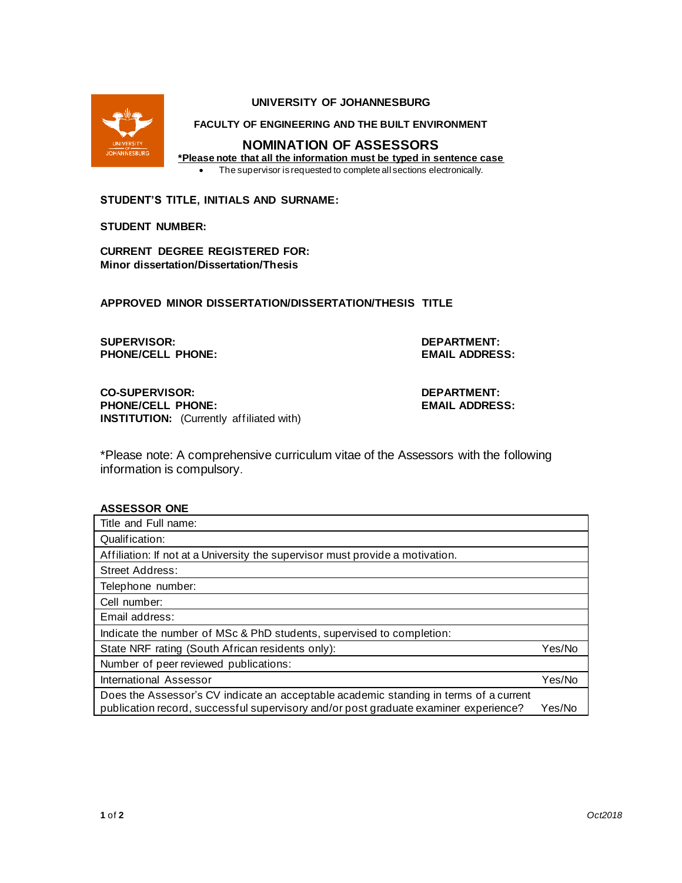# UNIVERSITY OF JOHANNESBURG

## FACULTY OF ENGINEERING AND THE BUILT ENVIRONMENT

## NOMINATION OF ASSESSORS

**\*Please note that all the information must be typed in sentence case**

- The supervisor is requested to complete all sections electronically.

**STUDENT'S TITLE, INITIALS AND SURNAME:**

**STUDENT NUMBER:**

**CURRENT DEGREE REGISTERED FOR:**
**Minor dissertation/Dissertation/Thesis**

**APPROVED MINOR DISSERTATION/DISSERTATION/THESIS TITLE**

**SUPERVISOR:**
**PHONE/CELL PHONE:**

**DEPARTMENT:**
**EMAIL ADDRESS:**

**CO-SUPERVISOR:**
**PHONE/CELL PHONE:**
**INSTITUTION:** (Currently affiliated with)

**DEPARTMENT:**
**EMAIL ADDRESS:**

\*Please note: A comprehensive curriculum vitae of the Assessors with the following information is compulsory.

**ASSESSOR ONE**

| | |
|---|---|
| Title and Full name: | |
| Qualification: | |
| Affiliation: If not at a University the supervisor must provide a motivation. | |
| Street Address: | |
| Telephone number: | |
| Cell number: | |
| Email address: | |
| Indicate the number of MSc & PhD students, supervised to completion: | |
| State NRF rating (South African residents only): | Yes/No |
| Number of peer reviewed publications: | |
| International Assessor | Yes/No |
| Does the Assessor's CV indicate an acceptable academic standing in terms of a current publication record, successful supervisory and/or post graduate examiner experience? | Yes/No |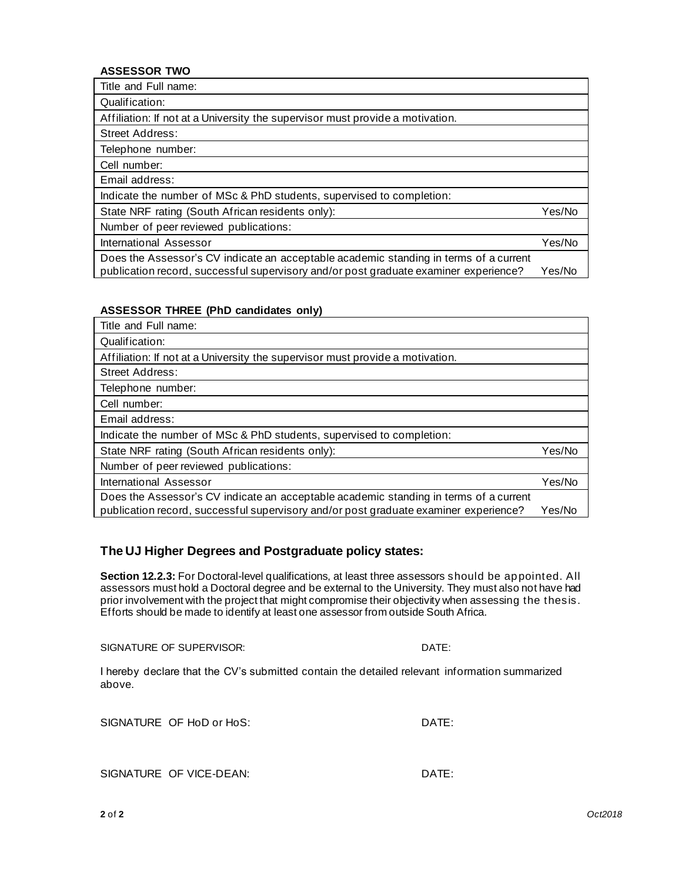**ASSESSOR TWO**

| | |
|---|---|
| Title and Full name: | |
| Qualification: | |
| Affiliation: If not at a University the supervisor must provide a motivation. | |
| Street Address: | |
| Telephone number: | |
| Cell number: | |
| Email address: | |
| Indicate the number of MSc & PhD students, supervised to completion: | |
| State NRF rating (South African residents only): | Yes/No |
| Number of peer reviewed publications: | |
| International Assessor | Yes/No |
| Does the Assessor's CV indicate an acceptable academic standing in terms of a current publication record, successful supervisory and/or post graduate examiner experience? | Yes/No |

**ASSESSOR THREE (PhD candidates only)**

| | |
|---|---|
| Title and Full name: | |
| Qualification: | |
| Affiliation: If not at a University the supervisor must provide a motivation. | |
| Street Address: | |
| Telephone number: | |
| Cell number: | |
| Email address: | |
| Indicate the number of MSc & PhD students, supervised to completion: | |
| State NRF rating (South African residents only): | Yes/No |
| Number of peer reviewed publications: | |
| International Assessor | Yes/No |
| Does the Assessor's CV indicate an acceptable academic standing in terms of a current publication record, successful supervisory and/or post graduate examiner experience? | Yes/No |

## The UJ Higher Degrees and Postgraduate policy states:

**Section 12.2.3:** For Doctoral-level qualifications, at least three assessors should be appointed. All assessors must hold a Doctoral degree and be external to the University. They must also not have had prior involvement with the project that might compromise their objectivity when assessing the thesis. Efforts should be made to identify at least one assessor from outside South Africa.

SIGNATURE OF SUPERVISOR: DATE:

I hereby declare that the CV's submitted contain the detailed relevant information summarized above.

SIGNATURE OF HoD or HoS: DATE:

SIGNATURE OF VICE-DEAN: DATE:

*Oct2018*